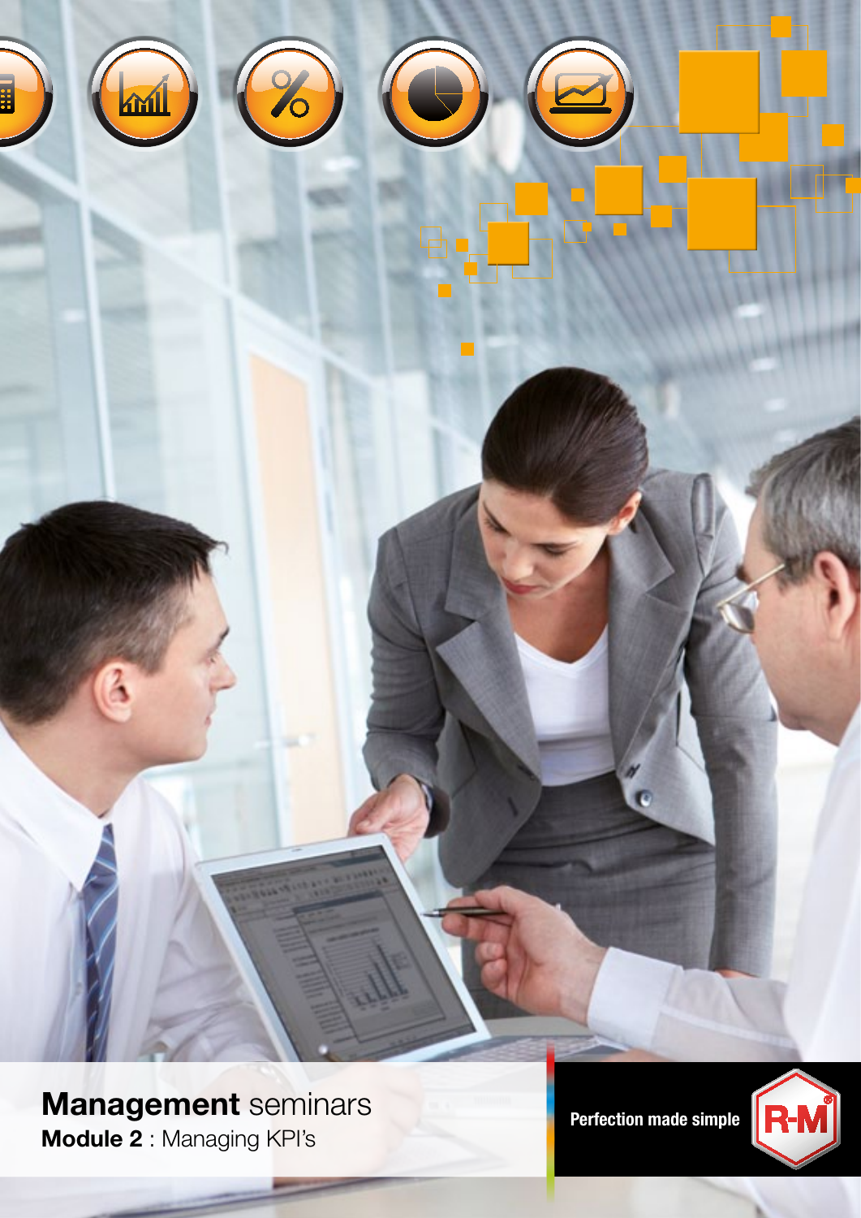# **Management** seminars

**Module 2** : Managing KPI's

Perfection made simple

R-M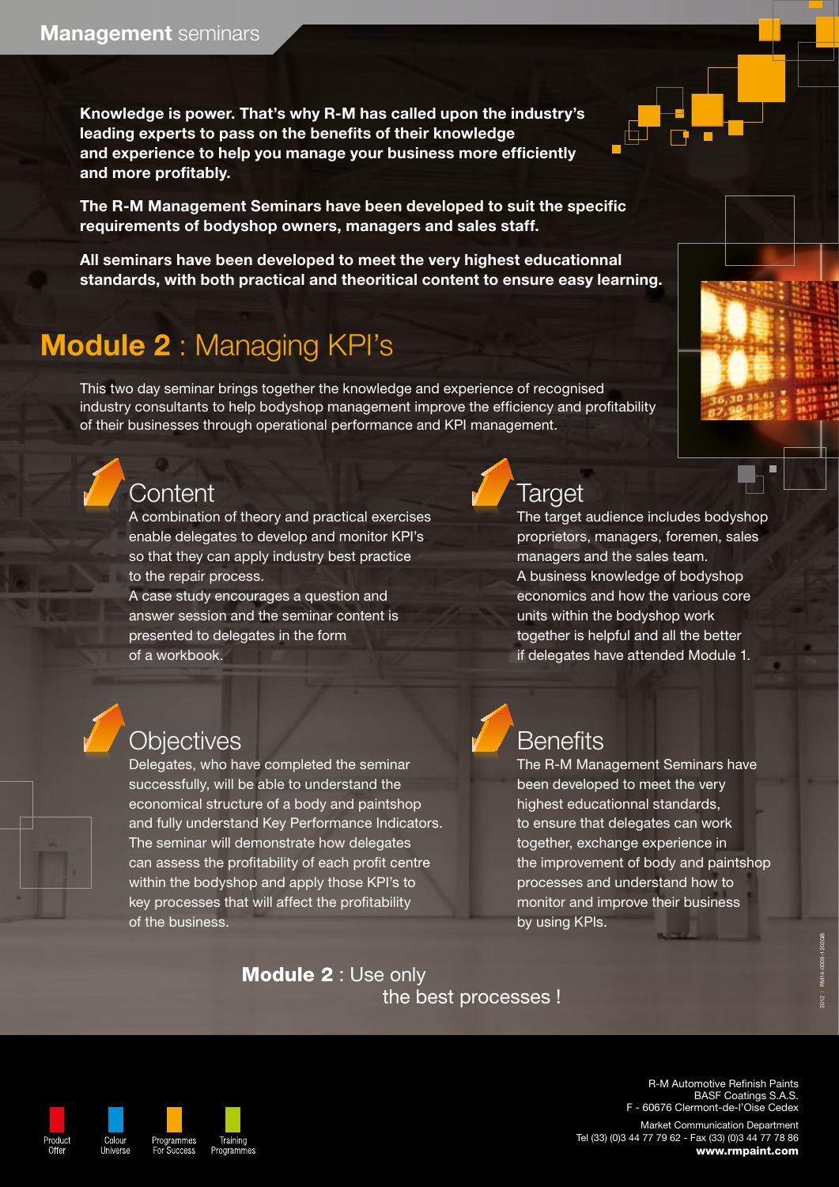# **Management** seminars

**Knowledge is power. That's why R-M has called upon the industry's leading experts to pass on the benefits of their knowledge and experience to help you manage your business more efficiently and more profitably.**

**The R-M Management Seminars have been developed to suit the specific requirements of bodyshop owners, managers and sales staff.**

**All seminars have been developed to meet the very highest educationnal standards, with both practical and theoritical content to ensure easy learning.**

## **Module 2** : Managing KPI's

This two day seminar brings together the knowledge and experience of recognised industry consultants to help bodyshop management improve the efficiency and profitability of their businesses through operational performance and KPI management.

### Content

A combination of theory and practical exercises enable delegates to develop and monitor KPI's so that they can apply industry best practice to the repair process.
A case study encourages a question and answer session and the seminar content is presented to delegates in the form of a workbook.

### Target

The target audience includes bodyshop proprietors, managers, foremen, sales managers and the sales team.
A business knowledge of bodyshop economics and how the various core units within the bodyshop work together is helpful and all the better if delegates have attended Module 1.

### Objectives

Delegates, who have completed the seminar successfully, will be able to understand the economical structure of a body and paintshop and fully understand Key Performance Indicators. The seminar will demonstrate how delegates can assess the profitability of each profit centre within the bodyshop and apply those KPI's to key processes that will affect the profitability of the business.

### Benefits

The R-M Management Seminars have been developed to meet the very highest educationnal standards, to ensure that delegates can work together, exchange experience in the improvement of body and paintshop processes and understand how to monitor and improve their business by using KPIs.

**Module 2** : Use only the best processes !

2012 | RM14-0009-1202GB

Product Offer | Colour Universe | Programmes For Success | Training Programmes

R-M Automotive Refinish Paints
BASF Coatings S.A.S.
F - 60676 Clermont-de-l'Oise Cedex

Market Communication Department
Tel (33) (0)3 44 77 79 62 - Fax (33) (0)3 44 77 78 86
**www.rmpaint.com**